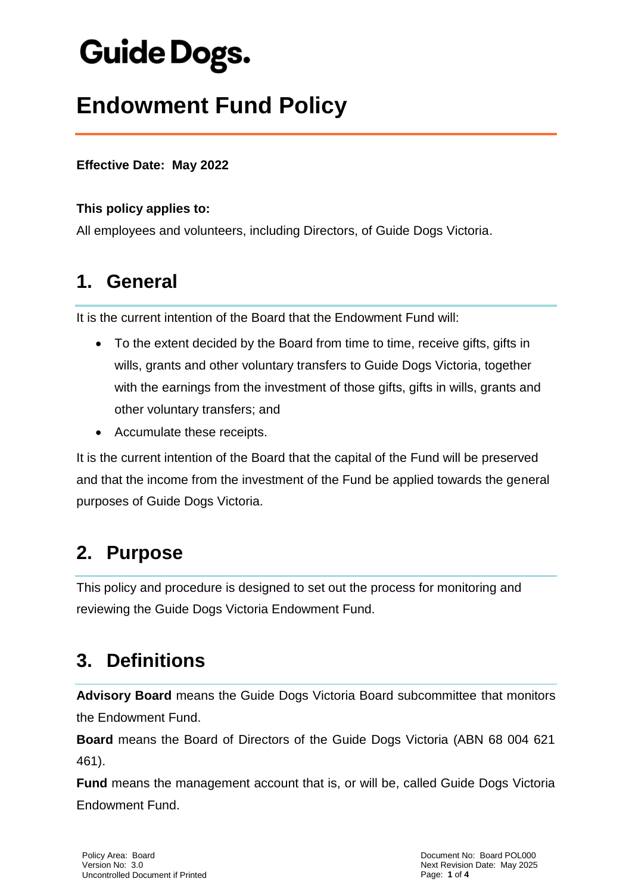Guide Dogs.

# Endowment Fund Policy

**Effective Date: May 2022**

**This policy applies to:**

All employees and volunteers, including Directors, of Guide Dogs Victoria.

## 1. General

It is the current intention of the Board that the Endowment Fund will:

- To the extent decided by the Board from time to time, receive gifts, gifts in wills, grants and other voluntary transfers to Guide Dogs Victoria, together with the earnings from the investment of those gifts, gifts in wills, grants and other voluntary transfers; and
- Accumulate these receipts.

It is the current intention of the Board that the capital of the Fund will be preserved and that the income from the investment of the Fund be applied towards the general purposes of Guide Dogs Victoria.

## 2. Purpose

This policy and procedure is designed to set out the process for monitoring and reviewing the Guide Dogs Victoria Endowment Fund.

## 3. Definitions

**Advisory Board** means the Guide Dogs Victoria Board subcommittee that monitors the Endowment Fund.

**Board** means the Board of Directors of the Guide Dogs Victoria (ABN 68 004 621 461).

**Fund** means the management account that is, or will be, called Guide Dogs Victoria Endowment Fund.

Policy Area: Board
Version No: 3.0
Uncontrolled Document if Printed

Document No: Board POL000
Next Revision Date: May 2025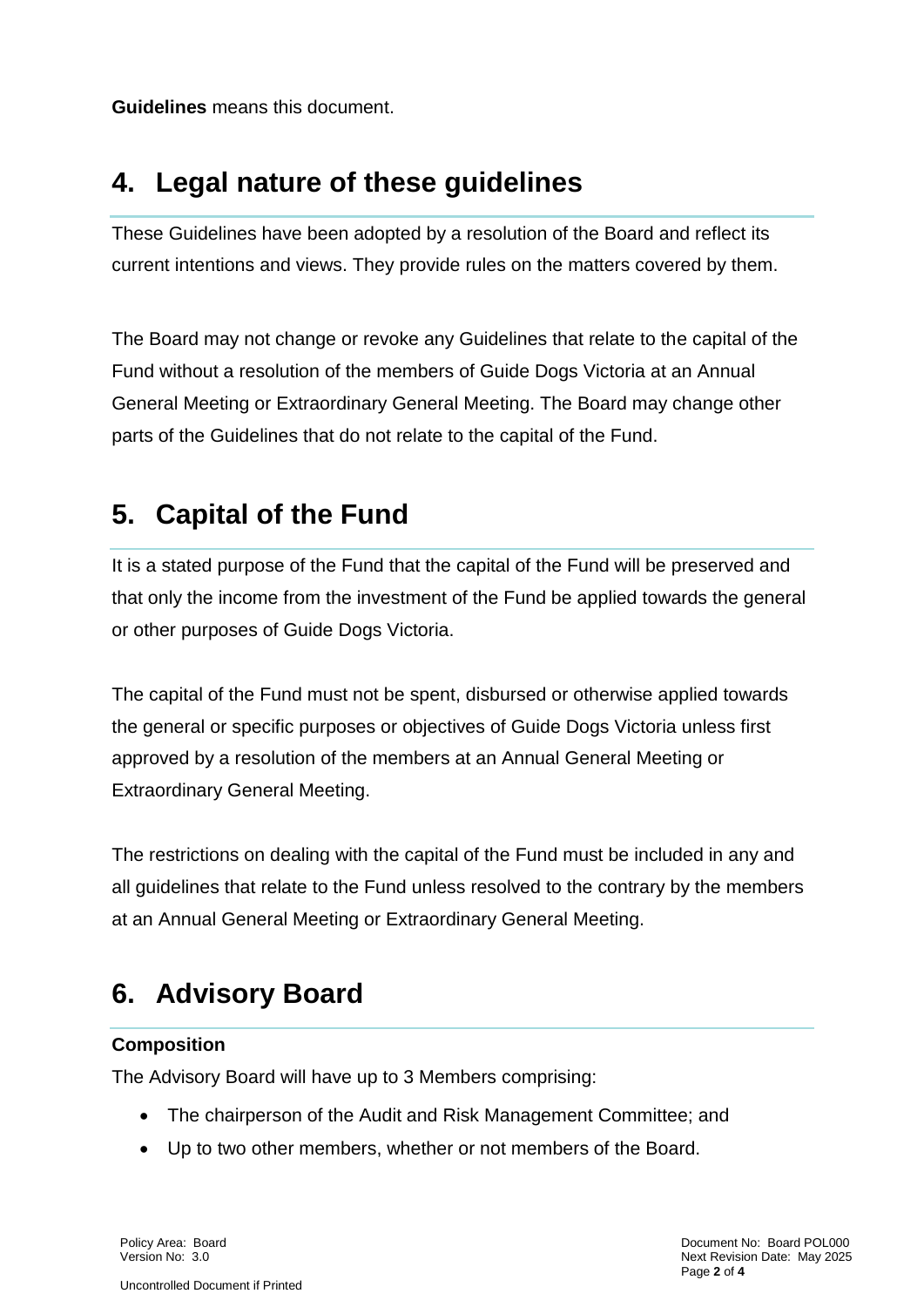**Guidelines** means this document.

## 4. Legal nature of these guidelines

These Guidelines have been adopted by a resolution of the Board and reflect its current intentions and views. They provide rules on the matters covered by them.

The Board may not change or revoke any Guidelines that relate to the capital of the Fund without a resolution of the members of Guide Dogs Victoria at an Annual General Meeting or Extraordinary General Meeting. The Board may change other parts of the Guidelines that do not relate to the capital of the Fund.

## 5. Capital of the Fund

It is a stated purpose of the Fund that the capital of the Fund will be preserved and that only the income from the investment of the Fund be applied towards the general or other purposes of Guide Dogs Victoria.

The capital of the Fund must not be spent, disbursed or otherwise applied towards the general or specific purposes or objectives of Guide Dogs Victoria unless first approved by a resolution of the members at an Annual General Meeting or Extraordinary General Meeting.

The restrictions on dealing with the capital of the Fund must be included in any and all guidelines that relate to the Fund unless resolved to the contrary by the members at an Annual General Meeting or Extraordinary General Meeting.

## 6. Advisory Board

**Composition**

The Advisory Board will have up to 3 Members comprising:

- The chairperson of the Audit and Risk Management Committee; and
- Up to two other members, whether or not members of the Board.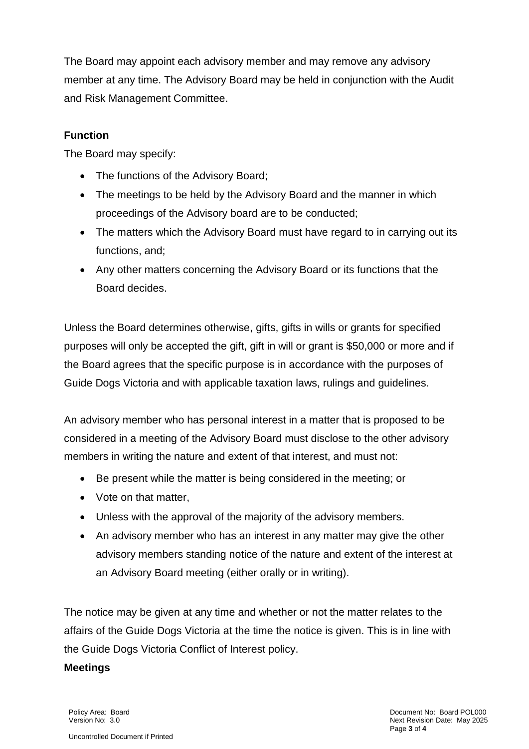The Board may appoint each advisory member and may remove any advisory member at any time. The Advisory Board may be held in conjunction with the Audit and Risk Management Committee.

**Function**

The Board may specify:

- The functions of the Advisory Board;
- The meetings to be held by the Advisory Board and the manner in which proceedings of the Advisory board are to be conducted;
- The matters which the Advisory Board must have regard to in carrying out its functions, and;
- Any other matters concerning the Advisory Board or its functions that the Board decides.

Unless the Board determines otherwise, gifts, gifts in wills or grants for specified purposes will only be accepted the gift, gift in will or grant is $50,000 or more and if the Board agrees that the specific purpose is in accordance with the purposes of Guide Dogs Victoria and with applicable taxation laws, rulings and guidelines.

An advisory member who has personal interest in a matter that is proposed to be considered in a meeting of the Advisory Board must disclose to the other advisory members in writing the nature and extent of that interest, and must not:

- Be present while the matter is being considered in the meeting; or
- Vote on that matter,
- Unless with the approval of the majority of the advisory members.
- An advisory member who has an interest in any matter may give the other advisory members standing notice of the nature and extent of the interest at an Advisory Board meeting (either orally or in writing).

The notice may be given at any time and whether or not the matter relates to the affairs of the Guide Dogs Victoria at the time the notice is given. This is in line with the Guide Dogs Victoria Conflict of Interest policy.

**Meetings**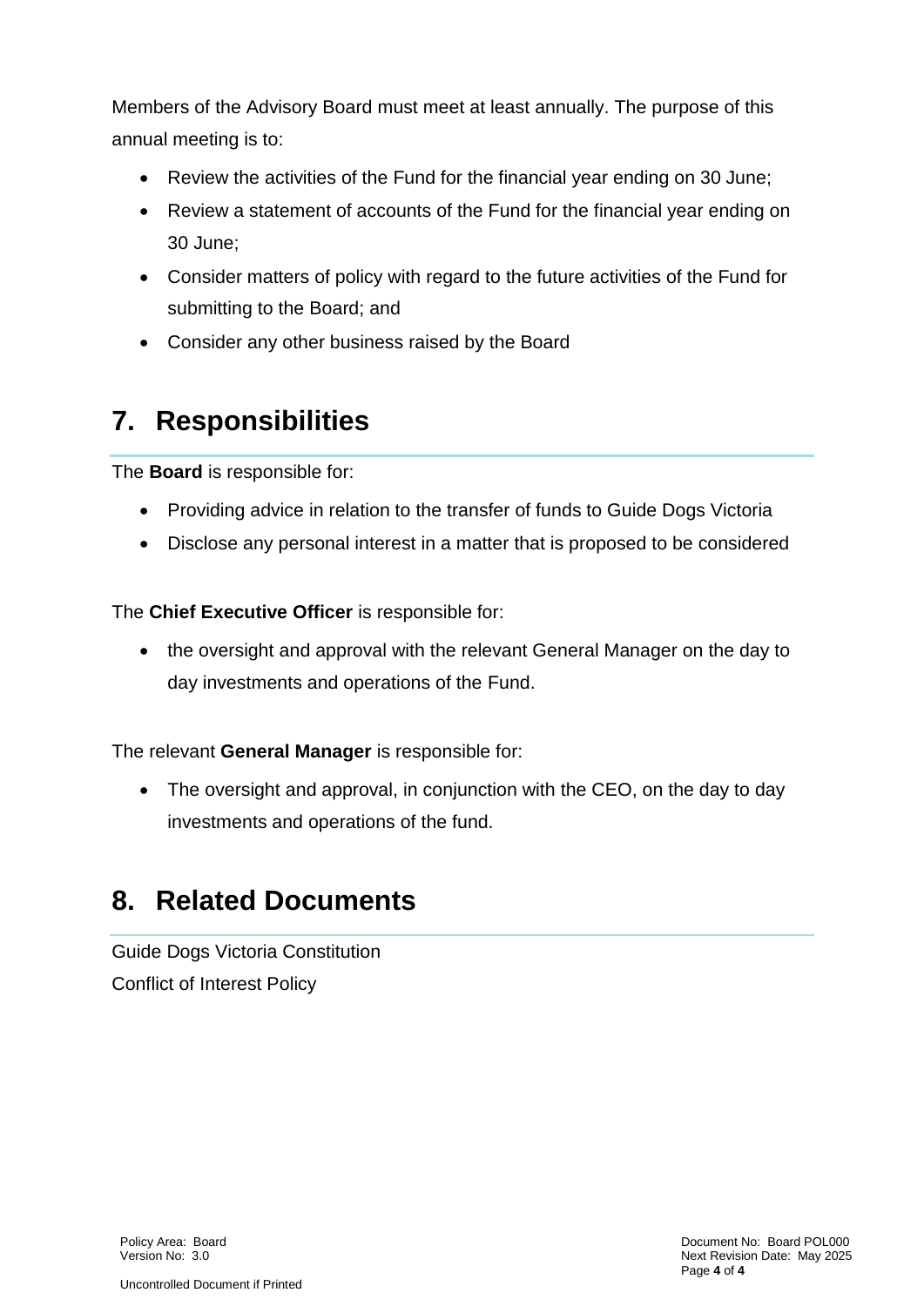Members of the Advisory Board must meet at least annually. The purpose of this annual meeting is to:

- Review the activities of the Fund for the financial year ending on 30 June;
- Review a statement of accounts of the Fund for the financial year ending on 30 June;
- Consider matters of policy with regard to the future activities of the Fund for submitting to the Board; and
- Consider any other business raised by the Board

# 7. Responsibilities

The **Board** is responsible for:

- Providing advice in relation to the transfer of funds to Guide Dogs Victoria
- Disclose any personal interest in a matter that is proposed to be considered

The **Chief Executive Officer** is responsible for:

- the oversight and approval with the relevant General Manager on the day to day investments and operations of the Fund.

The relevant **General Manager** is responsible for:

- The oversight and approval, in conjunction with the CEO, on the day to day investments and operations of the fund.

# 8. Related Documents

Guide Dogs Victoria Constitution

Conflict of Interest Policy